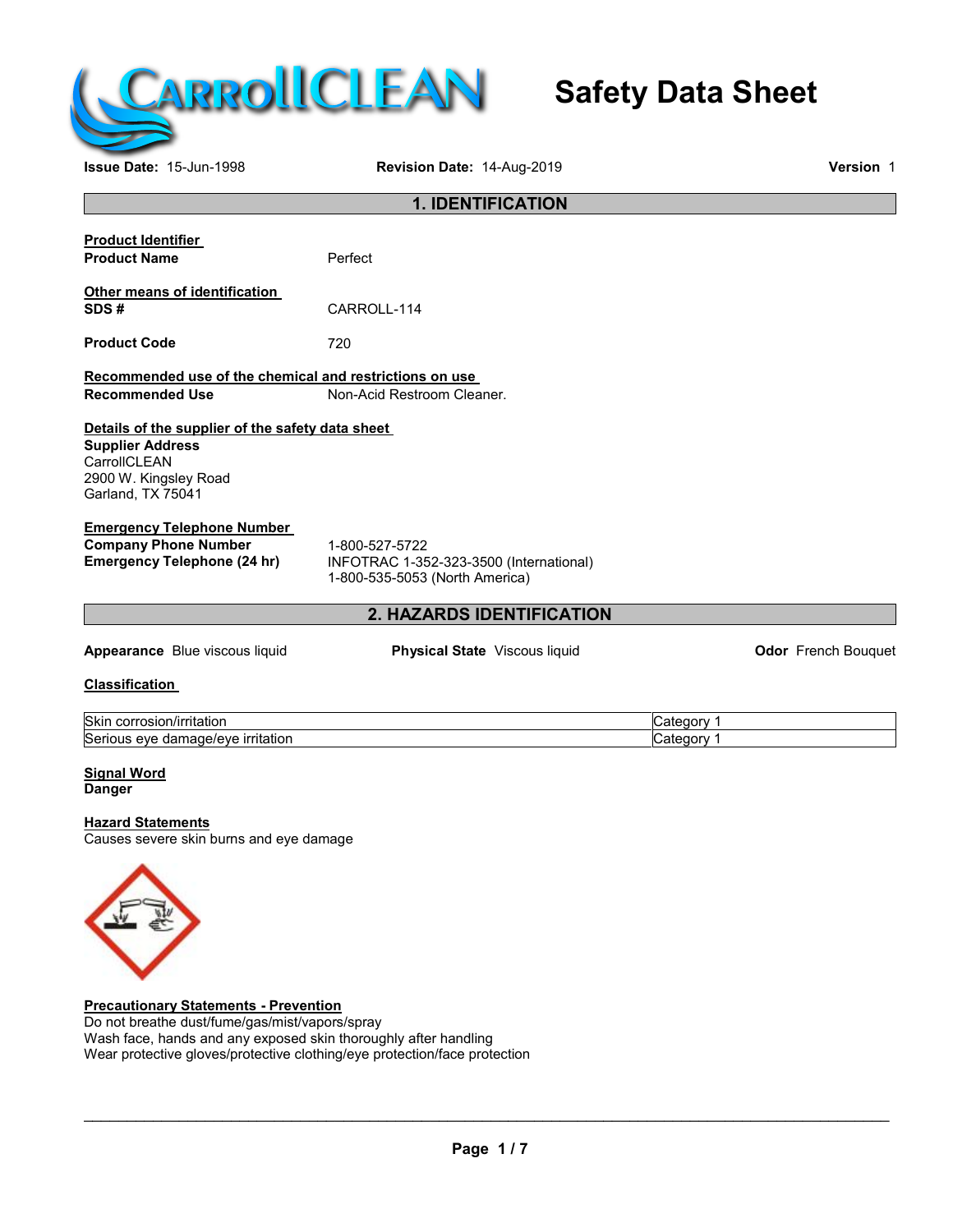# Safety Data Sheet

**Issue Date:** 15-Jun-1998 **Revision Date:** 14-Aug-2019 **Version** 1

## 1. IDENTIFICATION

**Product Identifier**

**Product Name** Perfect

**Other means of identification**

**SDS #** CARROLL-114

**Product Code** 720

**Recommended use of the chemical and restrictions on use**

**Recommended Use** Non-Acid Restroom Cleaner.

**Details of the supplier of the safety data sheet**

**Supplier Address**
CarrollCLEAN
2900 W. Kingsley Road
Garland, TX 75041

**Emergency Telephone Number**

**Company Phone Number** 1-800-527-5722

**Emergency Telephone (24 hr)** INFOTRAC 1-352-323-3500 (International)
1-800-535-5053 (North America)

## 2. HAZARDS IDENTIFICATION

**Appearance** Blue viscous liquid **Physical State** Viscous liquid **Odor** French Bouquet

**Classification**

| | |
|---|---|
| Skin corrosion/irritation | Category 1 |
| Serious eye damage/eye irritation | Category 1 |

**Signal Word**
**Danger**

**Hazard Statements**
Causes severe skin burns and eye damage

**Precautionary Statements - Prevention**
Do not breathe dust/fume/gas/mist/vapors/spray
Wash face, hands and any exposed skin thoroughly after handling
Wear protective gloves/protective clothing/eye protection/face protection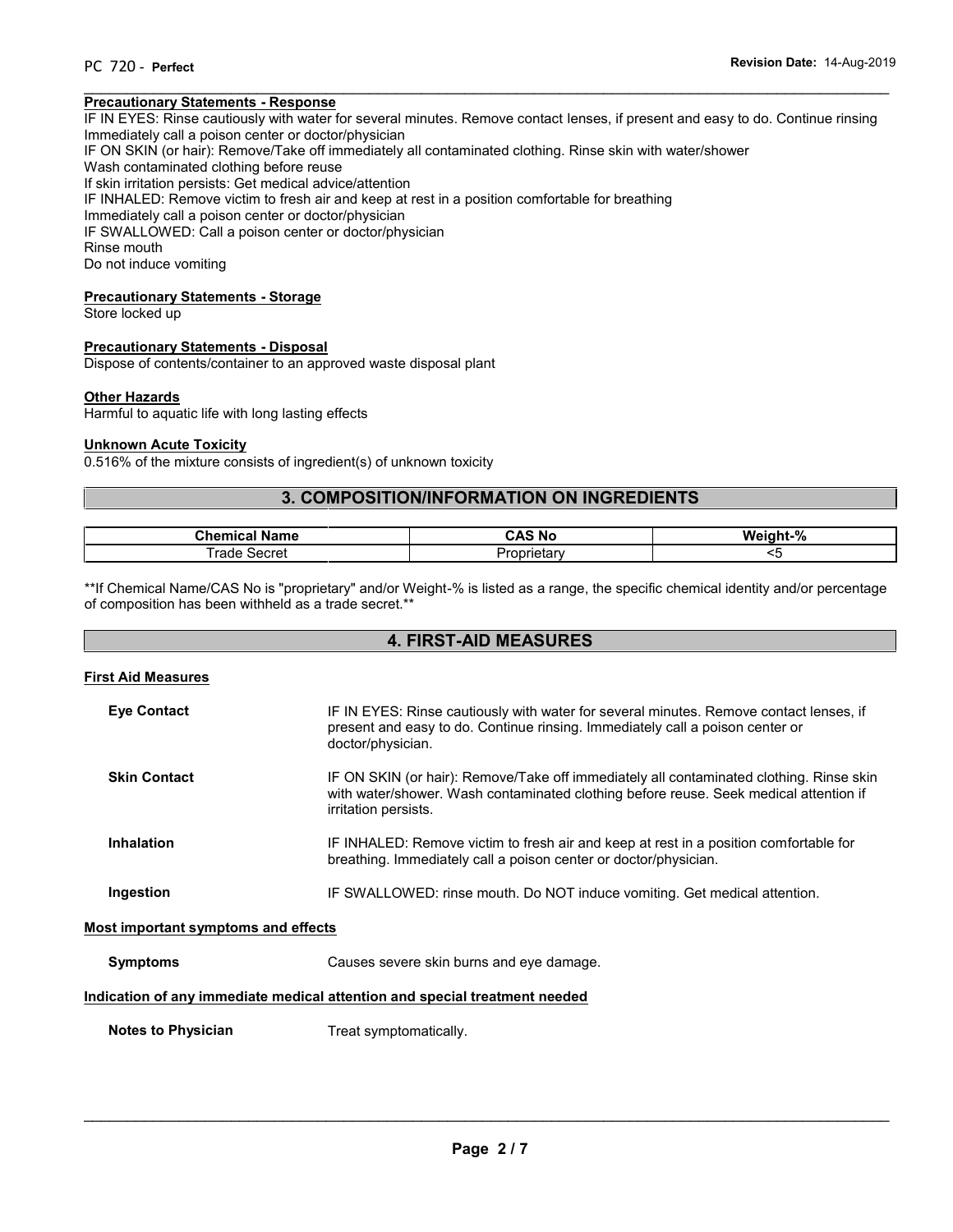**Precautionary Statements - Response**

IF IN EYES: Rinse cautiously with water for several minutes. Remove contact lenses, if present and easy to do. Continue rinsing
Immediately call a poison center or doctor/physician
IF ON SKIN (or hair): Remove/Take off immediately all contaminated clothing. Rinse skin with water/shower
Wash contaminated clothing before reuse
If skin irritation persists: Get medical advice/attention
IF INHALED: Remove victim to fresh air and keep at rest in a position comfortable for breathing
Immediately call a poison center or doctor/physician
IF SWALLOWED: Call a poison center or doctor/physician
Rinse mouth
Do not induce vomiting

**Precautionary Statements - Storage**

Store locked up

**Precautionary Statements - Disposal**

Dispose of contents/container to an approved waste disposal plant

**Other Hazards**

Harmful to aquatic life with long lasting effects

**Unknown Acute Toxicity**

0.516% of the mixture consists of ingredient(s) of unknown toxicity

## 3. COMPOSITION/INFORMATION ON INGREDIENTS

| Chemical Name | CAS No | Weight-% |
|---|---|---|
| Trade Secret | Proprietary | <5 |

**If Chemical Name/CAS No is "proprietary" and/or Weight-% is listed as a range, the specific chemical identity and/or percentage of composition has been withheld as a trade secret.**

## 4. FIRST-AID MEASURES

**First Aid Measures**

**Eye Contact** IF IN EYES: Rinse cautiously with water for several minutes. Remove contact lenses, if present and easy to do. Continue rinsing. Immediately call a poison center or doctor/physician.

**Skin Contact** IF ON SKIN (or hair): Remove/Take off immediately all contaminated clothing. Rinse skin with water/shower. Wash contaminated clothing before reuse. Seek medical attention if irritation persists.

**Inhalation** IF INHALED: Remove victim to fresh air and keep at rest in a position comfortable for breathing. Immediately call a poison center or doctor/physician.

**Ingestion** IF SWALLOWED: rinse mouth. Do NOT induce vomiting. Get medical attention.

**Most important symptoms and effects**

**Symptoms** Causes severe skin burns and eye damage.

**Indication of any immediate medical attention and special treatment needed**

**Notes to Physician** Treat symptomatically.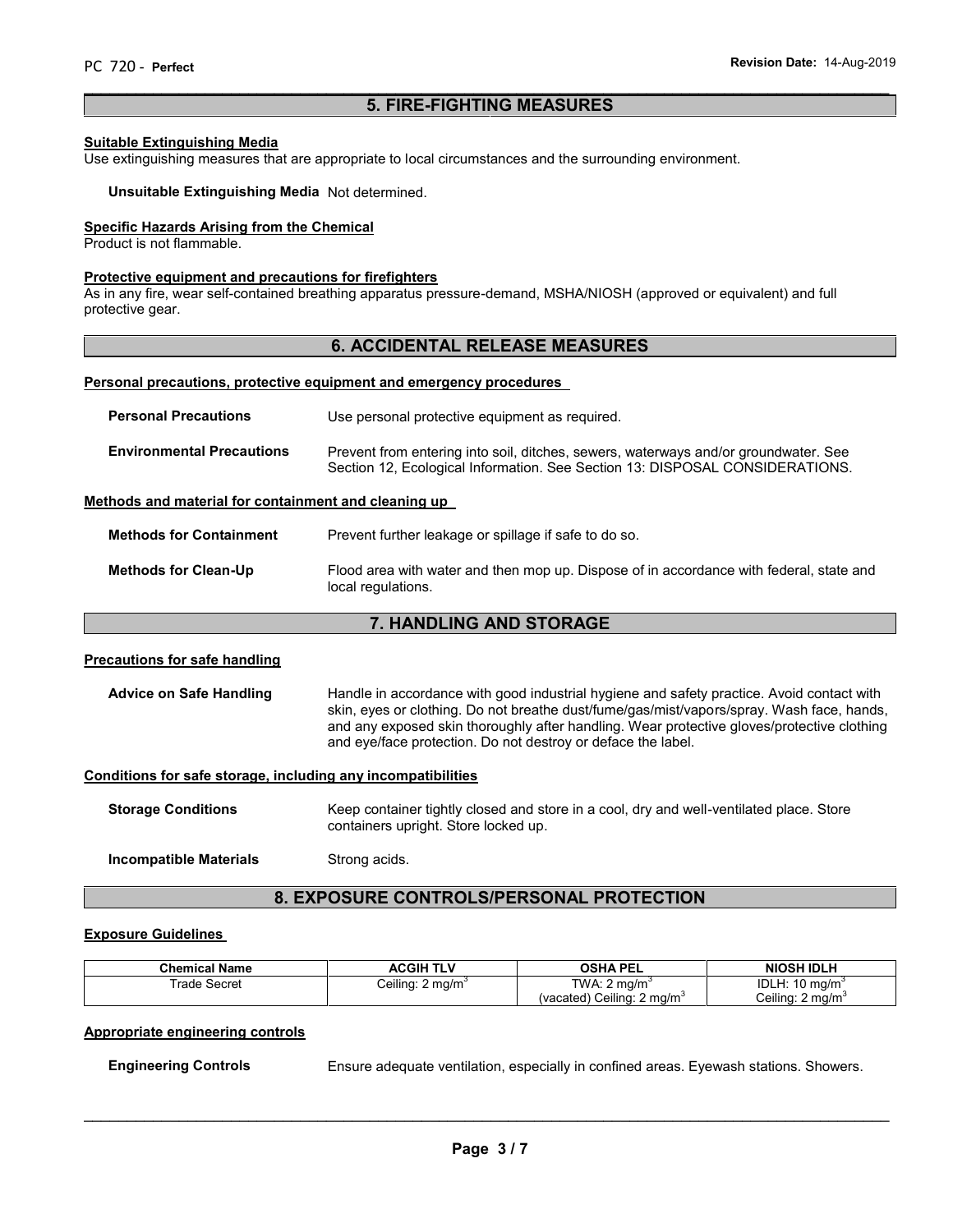## 5. FIRE-FIGHTING MEASURES

**Suitable Extinguishing Media**

Use extinguishing measures that are appropriate to local circumstances and the surrounding environment.

**Unsuitable Extinguishing Media** Not determined.

**Specific Hazards Arising from the Chemical**

Product is not flammable.

**Protective equipment and precautions for firefighters**

As in any fire, wear self-contained breathing apparatus pressure-demand, MSHA/NIOSH (approved or equivalent) and full protective gear.

## 6. ACCIDENTAL RELEASE MEASURES

**Personal precautions, protective equipment and emergency procedures**

**Personal Precautions** Use personal protective equipment as required.

**Environmental Precautions** Prevent from entering into soil, ditches, sewers, waterways and/or groundwater. See Section 12, Ecological Information. See Section 13: DISPOSAL CONSIDERATIONS.

**Methods and material for containment and cleaning up**

**Methods for Containment** Prevent further leakage or spillage if safe to do so.

**Methods for Clean-Up** Flood area with water and then mop up. Dispose of in accordance with federal, state and local regulations.

## 7. HANDLING AND STORAGE

**Precautions for safe handling**

**Advice on Safe Handling** Handle in accordance with good industrial hygiene and safety practice. Avoid contact with skin, eyes or clothing. Do not breathe dust/fume/gas/mist/vapors/spray. Wash face, hands, and any exposed skin thoroughly after handling. Wear protective gloves/protective clothing and eye/face protection. Do not destroy or deface the label.

**Conditions for safe storage, including any incompatibilities**

**Storage Conditions** Keep container tightly closed and store in a cool, dry and well-ventilated place. Store containers upright. Store locked up.

**Incompatible Materials** Strong acids.

## 8. EXPOSURE CONTROLS/PERSONAL PROTECTION

**Exposure Guidelines**

| Chemical Name | ACGIH TLV | OSHA PEL | NIOSH IDLH |
|---|---|---|---|
| Trade Secret | Ceiling: 2 mg/m$^3$ | TWA: 2 mg/m$^3$<br>(vacated) Ceiling: 2 mg/m$^3$ | IDLH: 10 mg/m$^3$<br>Ceiling: 2 mg/m$^3$ |

**Appropriate engineering controls**

**Engineering Controls** Ensure adequate ventilation, especially in confined areas. Eyewash stations. Showers.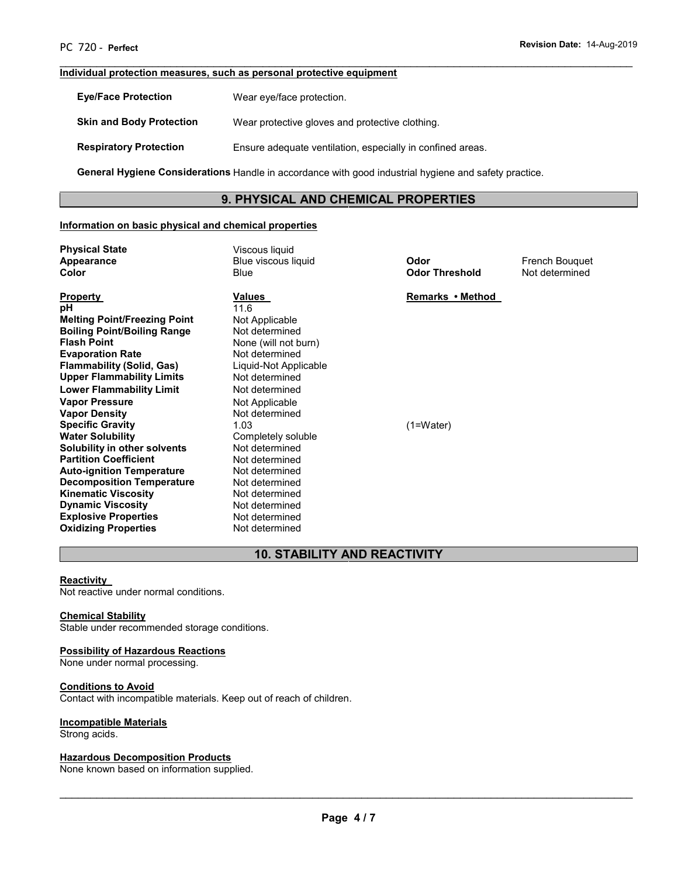#### Individual protection measures, such as personal protective equipment

**Eye/Face Protection** Wear eye/face protection.

**Skin and Body Protection** Wear protective gloves and protective clothing.

**Respiratory Protection** Ensure adequate ventilation, especially in confined areas.

**General Hygiene Considerations** Handle in accordance with good industrial hygiene and safety practice.

## 9. PHYSICAL AND CHEMICAL PROPERTIES

#### Information on basic physical and chemical properties

| | | | |
|---|---|---|---|
| **Physical State** | Viscous liquid | | |
| **Appearance** | Blue viscous liquid | **Odor** | French Bouquet |
| **Color** | Blue | **Odor Threshold** | Not determined |

| **Property** | **Values** | **Remarks • Method** |
|---|---|---|
| **pH** | 11.6 | |
| **Melting Point/Freezing Point** | Not Applicable | |
| **Boiling Point/Boiling Range** | Not determined | |
| **Flash Point** | None (will not burn) | |
| **Evaporation Rate** | Not determined | |
| **Flammability (Solid, Gas)** | Liquid-Not Applicable | |
| **Upper Flammability Limits** | Not determined | |
| **Lower Flammability Limit** | Not determined | |
| **Vapor Pressure** | Not Applicable | |
| **Vapor Density** | Not determined | |
| **Specific Gravity** | 1.03 | (1=Water) |
| **Water Solubility** | Completely soluble | |
| **Solubility in other solvents** | Not determined | |
| **Partition Coefficient** | Not determined | |
| **Auto-ignition Temperature** | Not determined | |
| **Decomposition Temperature** | Not determined | |
| **Kinematic Viscosity** | Not determined | |
| **Dynamic Viscosity** | Not determined | |
| **Explosive Properties** | Not determined | |
| **Oxidizing Properties** | Not determined | |

## 10. STABILITY AND REACTIVITY

#### Reactivity

Not reactive under normal conditions.

#### Chemical Stability

Stable under recommended storage conditions.

#### Possibility of Hazardous Reactions

None under normal processing.

#### Conditions to Avoid

Contact with incompatible materials. Keep out of reach of children.

#### Incompatible Materials

Strong acids.

#### Hazardous Decomposition Products

None known based on information supplied.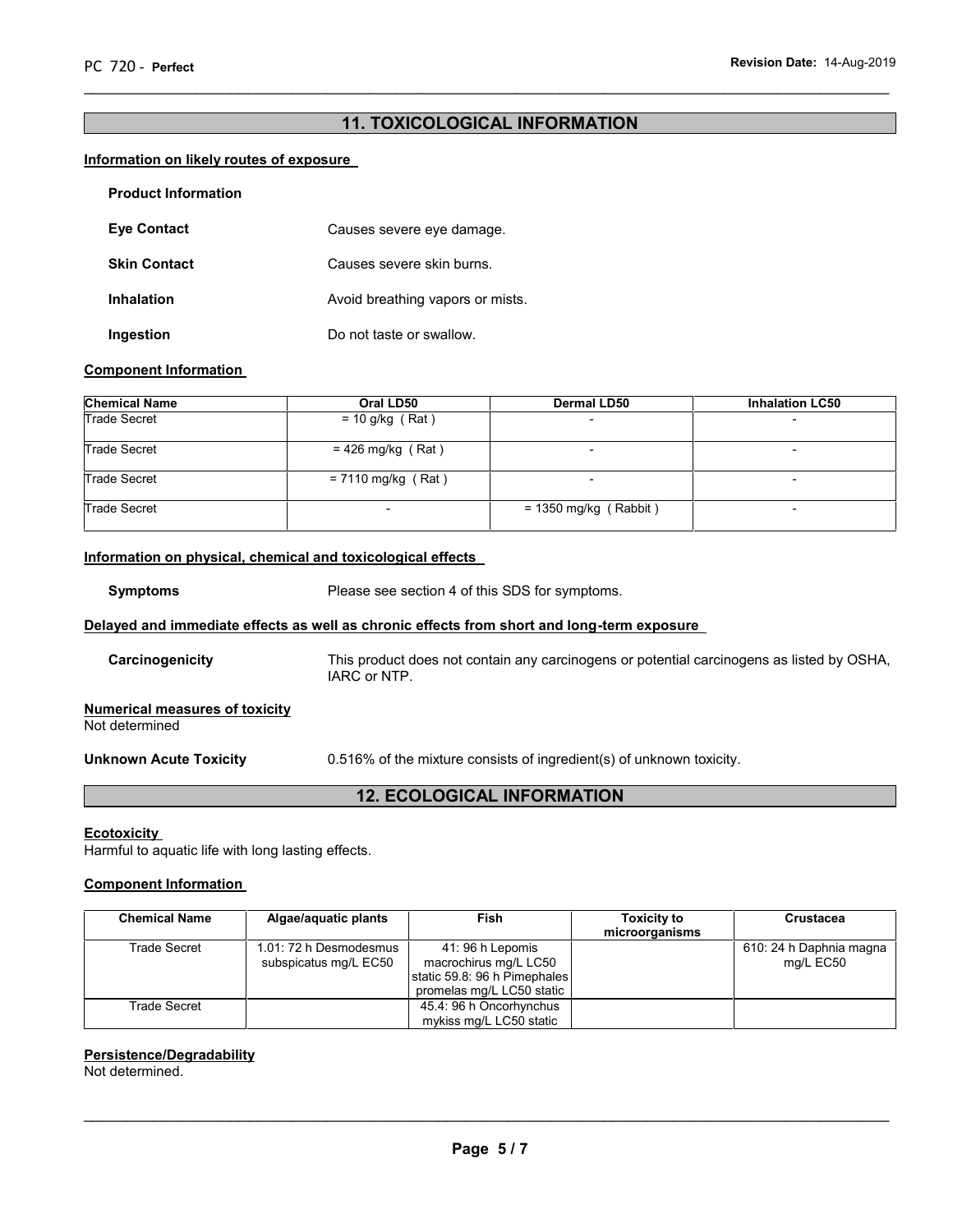## 11. TOXICOLOGICAL INFORMATION

### Information on likely routes of exposure

**Product Information**

| | |
|---|---|
| **Eye Contact** | Causes severe eye damage. |
| **Skin Contact** | Causes severe skin burns. |
| **Inhalation** | Avoid breathing vapors or mists. |
| **Ingestion** | Do not taste or swallow. |

### Component Information

| Chemical Name | Oral LD50 | Dermal LD50 | Inhalation LC50 |
|---|---|---|---|
| Trade Secret | = 10 g/kg ( Rat ) | - | - |
| Trade Secret | = 426 mg/kg ( Rat ) | - | - |
| Trade Secret | = 7110 mg/kg ( Rat ) | - | - |
| Trade Secret | - | = 1350 mg/kg ( Rabbit ) | - |

### Information on physical, chemical and toxicological effects

**Symptoms** Please see section 4 of this SDS for symptoms.

### Delayed and immediate effects as well as chronic effects from short and long-term exposure

**Carcinogenicity** This product does not contain any carcinogens or potential carcinogens as listed by OSHA, IARC or NTP.

### Numerical measures of toxicity

Not determined

**Unknown Acute Toxicity** 0.516% of the mixture consists of ingredient(s) of unknown toxicity.

## 12. ECOLOGICAL INFORMATION

### Ecotoxicity

Harmful to aquatic life with long lasting effects.

### Component Information

| Chemical Name | Algae/aquatic plants | Fish | Toxicity to microorganisms | Crustacea |
|---|---|---|---|---|
| Trade Secret | 1.01: 72 h Desmodesmus subspicatus mg/L EC50 | 41: 96 h Lepomis macrochirus mg/L LC50 static 59.8: 96 h Pimephales promelas mg/L LC50 static | | 610: 24 h Daphnia magna mg/L EC50 |
| Trade Secret | | 45.4: 96 h Oncorhynchus mykiss mg/L LC50 static | | |

### Persistence/Degradability

Not determined.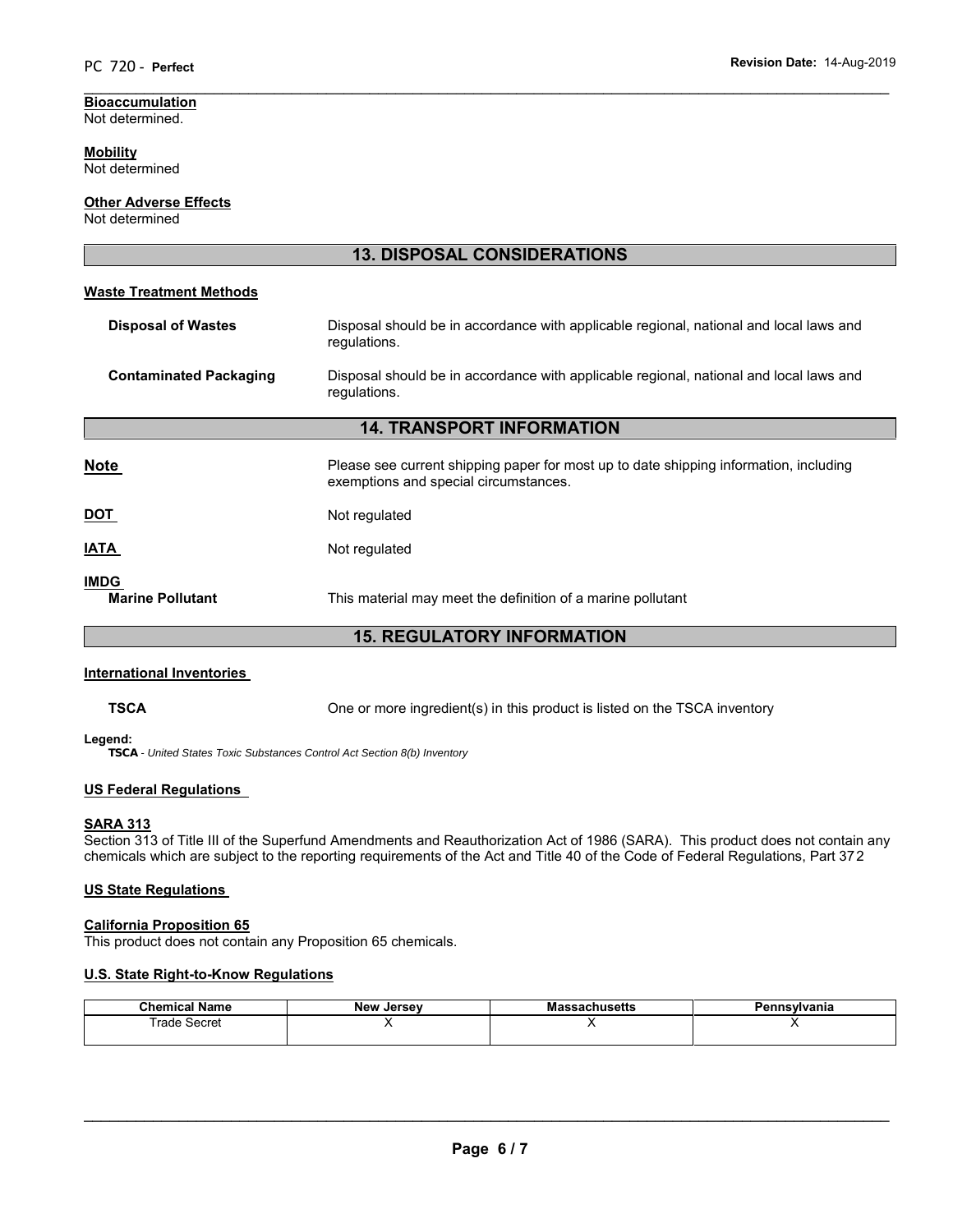**Bioaccumulation**
Not determined.

**Mobility**
Not determined

**Other Adverse Effects**
Not determined

## 13. DISPOSAL CONSIDERATIONS

**Waste Treatment Methods**

**Disposal of Wastes** — Disposal should be in accordance with applicable regional, national and local laws and regulations.

**Contaminated Packaging** — Disposal should be in accordance with applicable regional, national and local laws and regulations.

## 14. TRANSPORT INFORMATION

**Note** — Please see current shipping paper for most up to date shipping information, including exemptions and special circumstances.

**DOT** — Not regulated

**IATA** — Not regulated

**IMDG**
**Marine Pollutant** — This material may meet the definition of a marine pollutant

## 15. REGULATORY INFORMATION

**International Inventories**

**TSCA** — One or more ingredient(s) in this product is listed on the TSCA inventory

**Legend:**
**TSCA** - *United States Toxic Substances Control Act Section 8(b) Inventory*

**US Federal Regulations**

**SARA 313**
Section 313 of Title III of the Superfund Amendments and Reauthorization Act of 1986 (SARA). This product does not contain any chemicals which are subject to the reporting requirements of the Act and Title 40 of the Code of Federal Regulations, Part 372

**US State Regulations**

**California Proposition 65**
This product does not contain any Proposition 65 chemicals.

**U.S. State Right-to-Know Regulations**

| Chemical Name | New Jersey | Massachusetts | Pennsylvania |
|---|---|---|---|
| Trade Secret | X | X | X |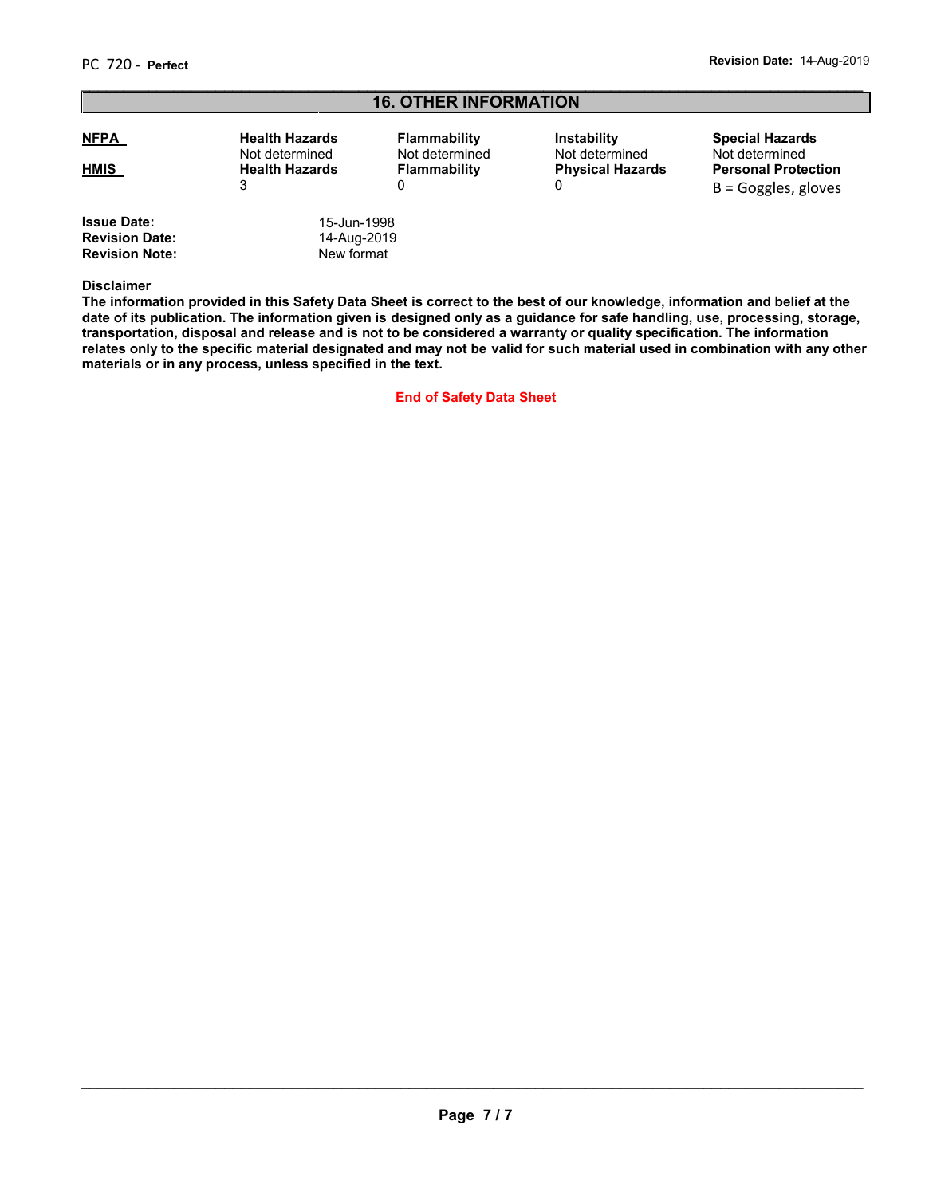## 16. OTHER INFORMATION

| | | | | |
|---|---|---|---|---|
| **NFPA** | **Health Hazards** Not determined | **Flammability** Not determined | **Instability** Not determined | **Special Hazards** Not determined |
| **HMIS** | **Health Hazards** 3 | **Flammability** 0 | **Physical Hazards** 0 | **Personal Protection** B = Goggles, gloves |

**Issue Date:** 15-Jun-1998
**Revision Date:** 14-Aug-2019
**Revision Note:** New format

**Disclaimer**

**The information provided in this Safety Data Sheet is correct to the best of our knowledge, information and belief at the date of its publication. The information given is designed only as a guidance for safe handling, use, processing, storage, transportation, disposal and release and is not to be considered a warranty or quality specification. The information relates only to the specific material designated and may not be valid for such material used in combination with any other materials or in any process, unless specified in the text.**

**End of Safety Data Sheet**